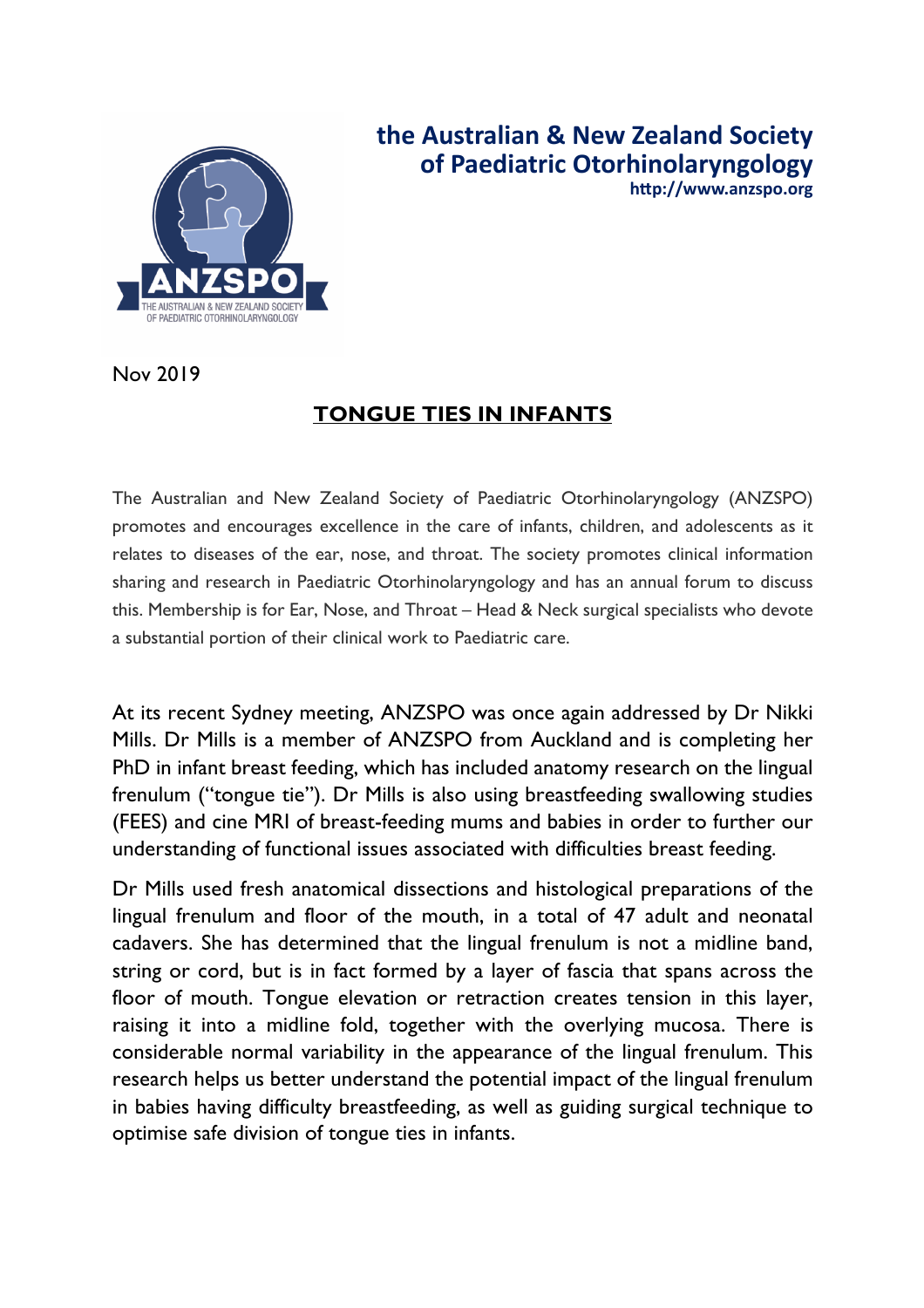**the Australian & New Zealand Society of Paediatric Otorhinolaryngology**
**http://www.anzspo.org**

Nov 2019

# TONGUE TIES IN INFANTS

The Australian and New Zealand Society of Paediatric Otorhinolaryngology (ANZSPO) promotes and encourages excellence in the care of infants, children, and adolescents as it relates to diseases of the ear, nose, and throat. The society promotes clinical information sharing and research in Paediatric Otorhinolaryngology and has an annual forum to discuss this. Membership is for Ear, Nose, and Throat – Head & Neck surgical specialists who devote a substantial portion of their clinical work to Paediatric care.

At its recent Sydney meeting, ANZSPO was once again addressed by Dr Nikki Mills. Dr Mills is a member of ANZSPO from Auckland and is completing her PhD in infant breast feeding, which has included anatomy research on the lingual frenulum ("tongue tie"). Dr Mills is also using breastfeeding swallowing studies (FEES) and cine MRI of breast-feeding mums and babies in order to further our understanding of functional issues associated with difficulties breast feeding.

Dr Mills used fresh anatomical dissections and histological preparations of the lingual frenulum and floor of the mouth, in a total of 47 adult and neonatal cadavers. She has determined that the lingual frenulum is not a midline band, string or cord, but is in fact formed by a layer of fascia that spans across the floor of mouth. Tongue elevation or retraction creates tension in this layer, raising it into a midline fold, together with the overlying mucosa. There is considerable normal variability in the appearance of the lingual frenulum. This research helps us better understand the potential impact of the lingual frenulum in babies having difficulty breastfeeding, as well as guiding surgical technique to optimise safe division of tongue ties in infants.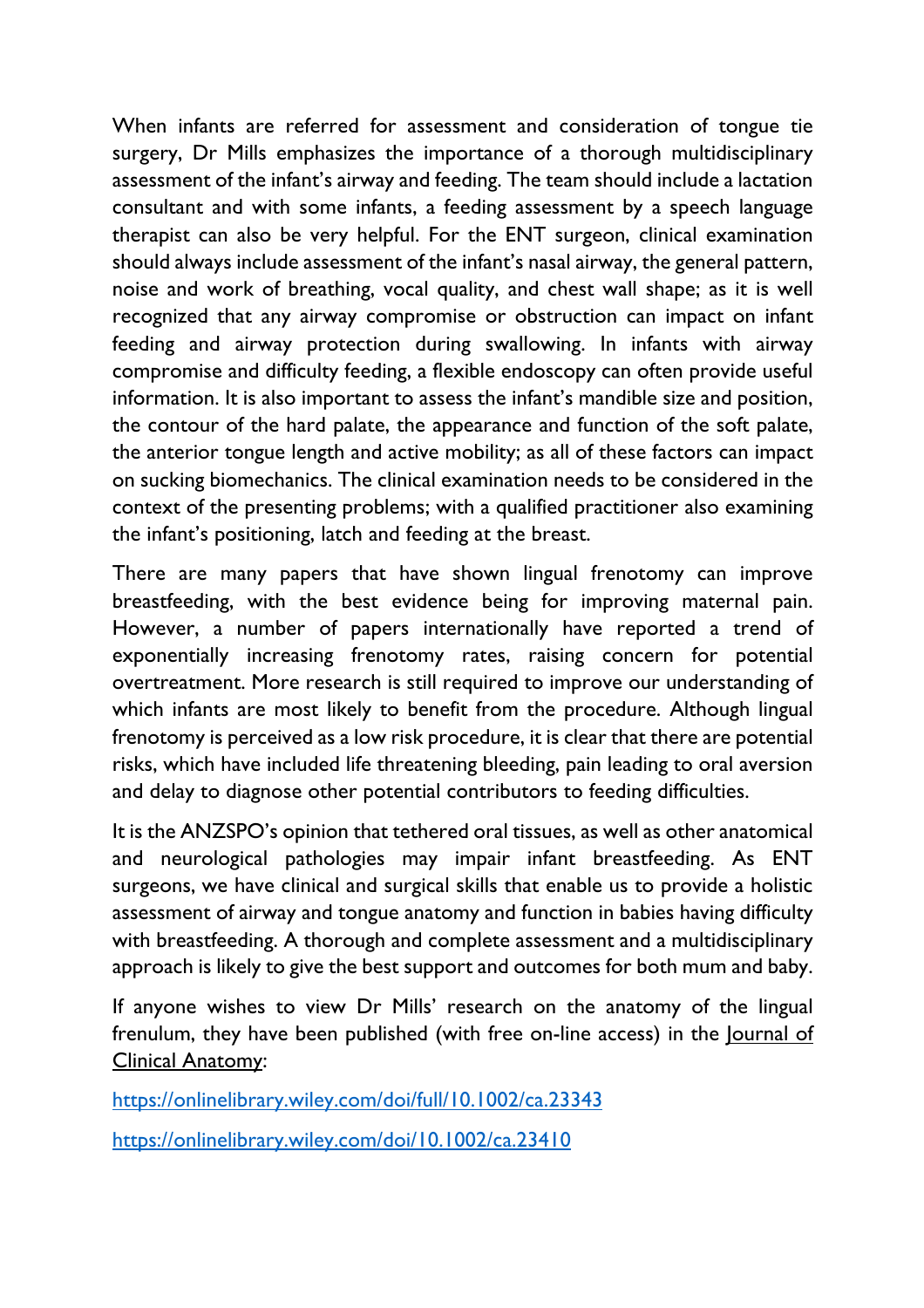When infants are referred for assessment and consideration of tongue tie surgery, Dr Mills emphasizes the importance of a thorough multidisciplinary assessment of the infant's airway and feeding. The team should include a lactation consultant and with some infants, a feeding assessment by a speech language therapist can also be very helpful. For the ENT surgeon, clinical examination should always include assessment of the infant's nasal airway, the general pattern, noise and work of breathing, vocal quality, and chest wall shape; as it is well recognized that any airway compromise or obstruction can impact on infant feeding and airway protection during swallowing. In infants with airway compromise and difficulty feeding, a flexible endoscopy can often provide useful information. It is also important to assess the infant's mandible size and position, the contour of the hard palate, the appearance and function of the soft palate, the anterior tongue length and active mobility; as all of these factors can impact on sucking biomechanics. The clinical examination needs to be considered in the context of the presenting problems; with a qualified practitioner also examining the infant's positioning, latch and feeding at the breast.

There are many papers that have shown lingual frenotomy can improve breastfeeding, with the best evidence being for improving maternal pain. However, a number of papers internationally have reported a trend of exponentially increasing frenotomy rates, raising concern for potential overtreatment. More research is still required to improve our understanding of which infants are most likely to benefit from the procedure. Although lingual frenotomy is perceived as a low risk procedure, it is clear that there are potential risks, which have included life threatening bleeding, pain leading to oral aversion and delay to diagnose other potential contributors to feeding difficulties.

It is the ANZSPO's opinion that tethered oral tissues, as well as other anatomical and neurological pathologies may impair infant breastfeeding. As ENT surgeons, we have clinical and surgical skills that enable us to provide a holistic assessment of airway and tongue anatomy and function in babies having difficulty with breastfeeding. A thorough and complete assessment and a multidisciplinary approach is likely to give the best support and outcomes for both mum and baby.

If anyone wishes to view Dr Mills' research on the anatomy of the lingual frenulum, they have been published (with free on-line access) in the Journal of Clinical Anatomy:

https://onlinelibrary.wiley.com/doi/full/10.1002/ca.23343

https://onlinelibrary.wiley.com/doi/10.1002/ca.23410